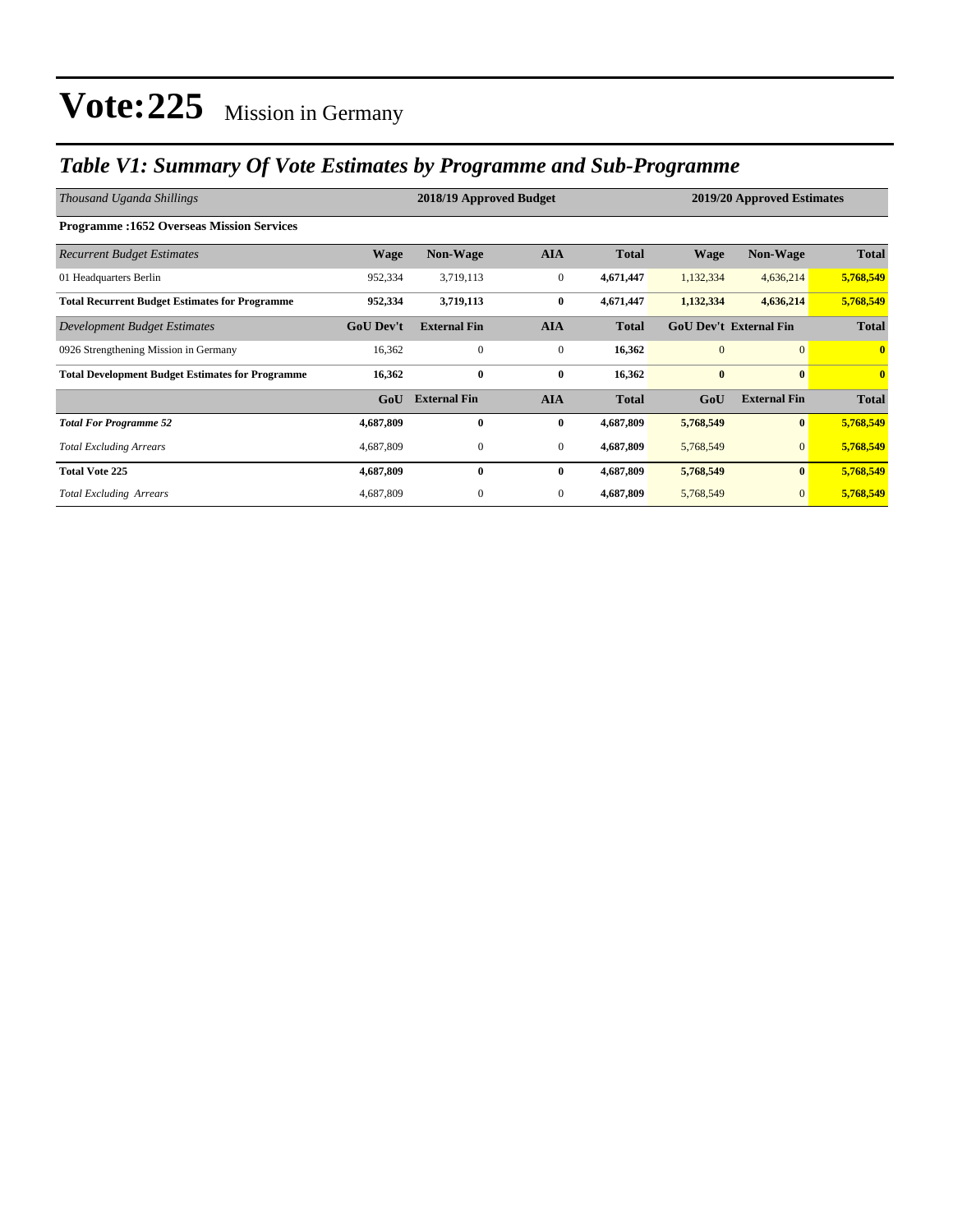# Vote:225 Mission in Germany

## *Table V1: Summary Of Vote Estimates by Programme and Sub-Programme*

| *Thousand Uganda Shillings* | 2018/19 Approved Budget | | | | 2019/20 Approved Estimates | | |
|---|---|---|---|---|---|---|---|
| **Programme :1652 Overseas Mission Services** | | | | | | | |
| *Recurrent Budget Estimates* | **Wage** | **Non-Wage** | **AIA** | **Total** | **Wage** | **Non-Wage** | **Total** |
| 01 Headquarters Berlin | 952,334 | 3,719,113 | 0 | **4,671,447** | 1,132,334 | 4,636,214 | **5,768,549** |
| **Total Recurrent Budget Estimates for Programme** | **952,334** | **3,719,113** | **0** | **4,671,447** | **1,132,334** | **4,636,214** | **5,768,549** |
| *Development Budget Estimates* | **GoU Dev't** | **External Fin** | **AIA** | **Total** | **GoU Dev't** | **External Fin** | **Total** |
| 0926 Strengthening Mission in Germany | 16,362 | 0 | 0 | **16,362** | 0 | 0 | **0** |
| **Total Development Budget Estimates for Programme** | **16,362** | **0** | **0** | **16,362** | **0** | **0** | **0** |
| | **GoU** | **External Fin** | **AIA** | **Total** | **GoU** | **External Fin** | **Total** |
| ***Total For Programme 52*** | **4,687,809** | **0** | **0** | **4,687,809** | **5,768,549** | **0** | **5,768,549** |
| *Total Excluding Arrears* | 4,687,809 | 0 | 0 | **4,687,809** | 5,768,549 | 0 | **5,768,549** |
| **Total Vote 225** | **4,687,809** | **0** | **0** | **4,687,809** | **5,768,549** | **0** | **5,768,549** |
| *Total Excluding Arrears* | 4,687,809 | 0 | 0 | **4,687,809** | 5,768,549 | 0 | **5,768,549** |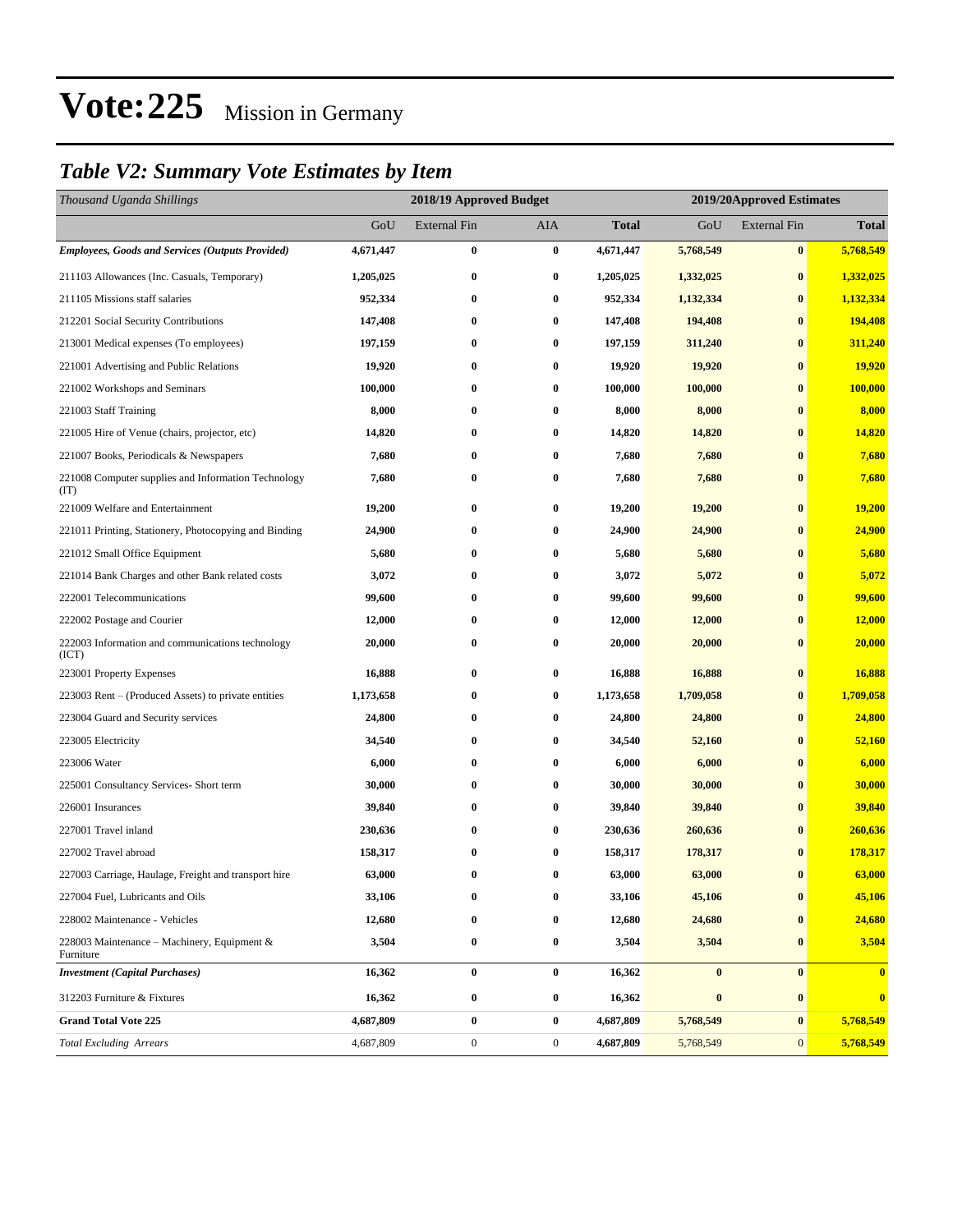# Vote:225 Mission in Germany

## *Table V2: Summary Vote Estimates by Item*

| *Thousand Uganda Shillings* | 2018/19 Approved Budget | | | | 2019/20Approved Estimates | | |
|---|---|---|---|---|---|---|---|
| | GoU | External Fin | AIA | **Total** | GoU | External Fin | **Total** |
| ***Employees, Goods and Services (Outputs Provided)*** | **4,671,447** | **0** | **0** | **4,671,447** | **5,768,549** | **0** | **5,768,549** |
| 211103 Allowances (Inc. Casuals, Temporary) | **1,205,025** | **0** | **0** | **1,205,025** | **1,332,025** | **0** | **1,332,025** |
| 211105 Missions staff salaries | **952,334** | **0** | **0** | **952,334** | **1,132,334** | **0** | **1,132,334** |
| 212201 Social Security Contributions | **147,408** | **0** | **0** | **147,408** | **194,408** | **0** | **194,408** |
| 213001 Medical expenses (To employees) | **197,159** | **0** | **0** | **197,159** | **311,240** | **0** | **311,240** |
| 221001 Advertising and Public Relations | **19,920** | **0** | **0** | **19,920** | **19,920** | **0** | **19,920** |
| 221002 Workshops and Seminars | **100,000** | **0** | **0** | **100,000** | **100,000** | **0** | **100,000** |
| 221003 Staff Training | **8,000** | **0** | **0** | **8,000** | **8,000** | **0** | **8,000** |
| 221005 Hire of Venue (chairs, projector, etc) | **14,820** | **0** | **0** | **14,820** | **14,820** | **0** | **14,820** |
| 221007 Books, Periodicals & Newspapers | **7,680** | **0** | **0** | **7,680** | **7,680** | **0** | **7,680** |
| 221008 Computer supplies and Information Technology (IT) | **7,680** | **0** | **0** | **7,680** | **7,680** | **0** | **7,680** |
| 221009 Welfare and Entertainment | **19,200** | **0** | **0** | **19,200** | **19,200** | **0** | **19,200** |
| 221011 Printing, Stationery, Photocopying and Binding | **24,900** | **0** | **0** | **24,900** | **24,900** | **0** | **24,900** |
| 221012 Small Office Equipment | **5,680** | **0** | **0** | **5,680** | **5,680** | **0** | **5,680** |
| 221014 Bank Charges and other Bank related costs | **3,072** | **0** | **0** | **3,072** | **5,072** | **0** | **5,072** |
| 222001 Telecommunications | **99,600** | **0** | **0** | **99,600** | **99,600** | **0** | **99,600** |
| 222002 Postage and Courier | **12,000** | **0** | **0** | **12,000** | **12,000** | **0** | **12,000** |
| 222003 Information and communications technology (ICT) | **20,000** | **0** | **0** | **20,000** | **20,000** | **0** | **20,000** |
| 223001 Property Expenses | **16,888** | **0** | **0** | **16,888** | **16,888** | **0** | **16,888** |
| 223003 Rent – (Produced Assets) to private entities | **1,173,658** | **0** | **0** | **1,173,658** | **1,709,058** | **0** | **1,709,058** |
| 223004 Guard and Security services | **24,800** | **0** | **0** | **24,800** | **24,800** | **0** | **24,800** |
| 223005 Electricity | **34,540** | **0** | **0** | **34,540** | **52,160** | **0** | **52,160** |
| 223006 Water | **6,000** | **0** | **0** | **6,000** | **6,000** | **0** | **6,000** |
| 225001 Consultancy Services- Short term | **30,000** | **0** | **0** | **30,000** | **30,000** | **0** | **30,000** |
| 226001 Insurances | **39,840** | **0** | **0** | **39,840** | **39,840** | **0** | **39,840** |
| 227001 Travel inland | **230,636** | **0** | **0** | **230,636** | **260,636** | **0** | **260,636** |
| 227002 Travel abroad | **158,317** | **0** | **0** | **158,317** | **178,317** | **0** | **178,317** |
| 227003 Carriage, Haulage, Freight and transport hire | **63,000** | **0** | **0** | **63,000** | **63,000** | **0** | **63,000** |
| 227004 Fuel, Lubricants and Oils | **33,106** | **0** | **0** | **33,106** | **45,106** | **0** | **45,106** |
| 228002 Maintenance - Vehicles | **12,680** | **0** | **0** | **12,680** | **24,680** | **0** | **24,680** |
| 228003 Maintenance – Machinery, Equipment & Furniture | **3,504** | **0** | **0** | **3,504** | **3,504** | **0** | **3,504** |
| ***Investment (Capital Purchases)*** | **16,362** | **0** | **0** | **16,362** | **0** | **0** | **0** |
| 312203 Furniture & Fixtures | **16,362** | **0** | **0** | **16,362** | **0** | **0** | **0** |
| **Grand Total Vote 225** | **4,687,809** | **0** | **0** | **4,687,809** | **5,768,549** | **0** | **5,768,549** |
| *Total Excluding Arrears* | 4,687,809 | 0 | 0 | **4,687,809** | 5,768,549 | 0 | **5,768,549** |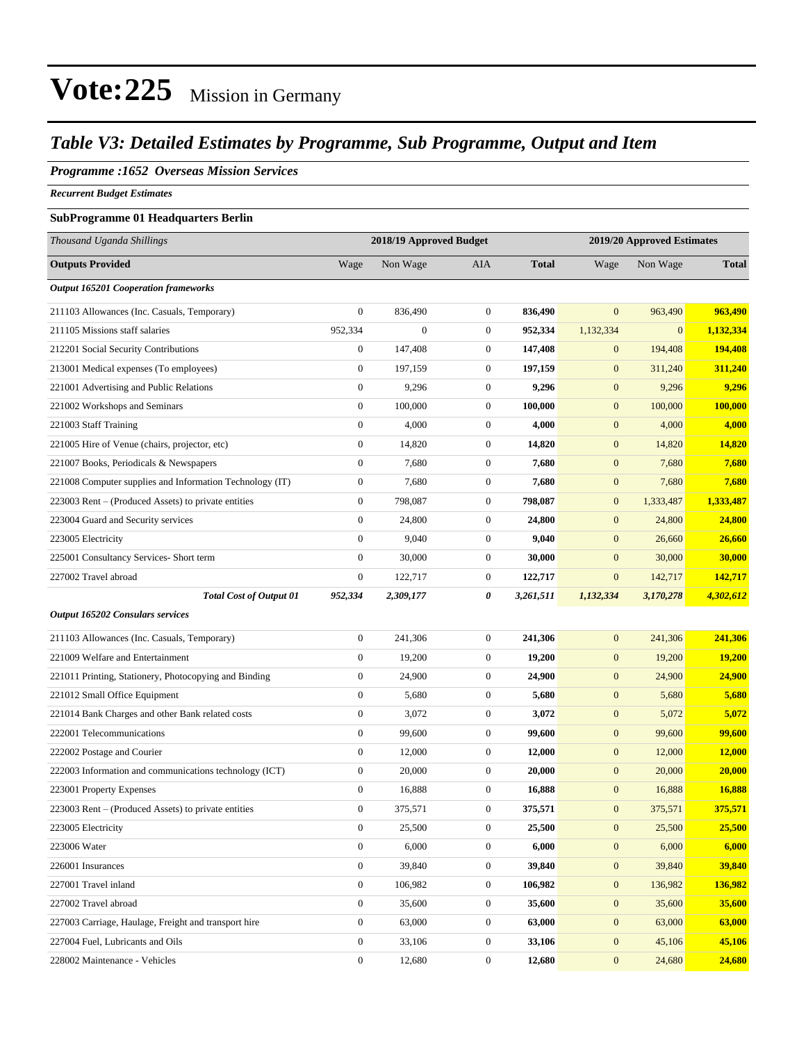# Vote:225 Mission in Germany

## *Table V3: Detailed Estimates by Programme, Sub Programme, Output and Item*

### *Programme :1652 Overseas Mission Services*

***Recurrent Budget Estimates***

**SubProgramme 01 Headquarters Berlin**

| *Thousand Uganda Shillings* | 2018/19 Approved Budget | | | | 2019/20 Approved Estimates | | |
|---|---|---|---|---|---|---|---|
| **Outputs Provided** | Wage | Non Wage | AIA | **Total** | Wage | Non Wage | **Total** |
| ***Output 165201 Cooperation frameworks*** | | | | | | | |
| 211103 Allowances (Inc. Casuals, Temporary) | 0 | 836,490 | 0 | **836,490** | 0 | 963,490 | **963,490** |
| 211105 Missions staff salaries | 952,334 | 0 | 0 | **952,334** | 1,132,334 | 0 | **1,132,334** |
| 212201 Social Security Contributions | 0 | 147,408 | 0 | **147,408** | 0 | 194,408 | **194,408** |
| 213001 Medical expenses (To employees) | 0 | 197,159 | 0 | **197,159** | 0 | 311,240 | **311,240** |
| 221001 Advertising and Public Relations | 0 | 9,296 | 0 | **9,296** | 0 | 9,296 | **9,296** |
| 221002 Workshops and Seminars | 0 | 100,000 | 0 | **100,000** | 0 | 100,000 | **100,000** |
| 221003 Staff Training | 0 | 4,000 | 0 | **4,000** | 0 | 4,000 | **4,000** |
| 221005 Hire of Venue (chairs, projector, etc) | 0 | 14,820 | 0 | **14,820** | 0 | 14,820 | **14,820** |
| 221007 Books, Periodicals & Newspapers | 0 | 7,680 | 0 | **7,680** | 0 | 7,680 | **7,680** |
| 221008 Computer supplies and Information Technology (IT) | 0 | 7,680 | 0 | **7,680** | 0 | 7,680 | **7,680** |
| 223003 Rent – (Produced Assets) to private entities | 0 | 798,087 | 0 | **798,087** | 0 | 1,333,487 | **1,333,487** |
| 223004 Guard and Security services | 0 | 24,800 | 0 | **24,800** | 0 | 24,800 | **24,800** |
| 223005 Electricity | 0 | 9,040 | 0 | **9,040** | 0 | 26,660 | **26,660** |
| 225001 Consultancy Services- Short term | 0 | 30,000 | 0 | **30,000** | 0 | 30,000 | **30,000** |
| 227002 Travel abroad | 0 | 122,717 | 0 | **122,717** | 0 | 142,717 | **142,717** |
| ***Total Cost of Output 01*** | ***952,334*** | ***2,309,177*** | ***0*** | ***3,261,511*** | ***1,132,334*** | ***3,170,278*** | ***4,302,612*** |
| ***Output 165202 Consulars services*** | | | | | | | |
| 211103 Allowances (Inc. Casuals, Temporary) | 0 | 241,306 | 0 | **241,306** | 0 | 241,306 | **241,306** |
| 221009 Welfare and Entertainment | 0 | 19,200 | 0 | **19,200** | 0 | 19,200 | **19,200** |
| 221011 Printing, Stationery, Photocopying and Binding | 0 | 24,900 | 0 | **24,900** | 0 | 24,900 | **24,900** |
| 221012 Small Office Equipment | 0 | 5,680 | 0 | **5,680** | 0 | 5,680 | **5,680** |
| 221014 Bank Charges and other Bank related costs | 0 | 3,072 | 0 | **3,072** | 0 | 5,072 | **5,072** |
| 222001 Telecommunications | 0 | 99,600 | 0 | **99,600** | 0 | 99,600 | **99,600** |
| 222002 Postage and Courier | 0 | 12,000 | 0 | **12,000** | 0 | 12,000 | **12,000** |
| 222003 Information and communications technology (ICT) | 0 | 20,000 | 0 | **20,000** | 0 | 20,000 | **20,000** |
| 223001 Property Expenses | 0 | 16,888 | 0 | **16,888** | 0 | 16,888 | **16,888** |
| 223003 Rent – (Produced Assets) to private entities | 0 | 375,571 | 0 | **375,571** | 0 | 375,571 | **375,571** |
| 223005 Electricity | 0 | 25,500 | 0 | **25,500** | 0 | 25,500 | **25,500** |
| 223006 Water | 0 | 6,000 | 0 | **6,000** | 0 | 6,000 | **6,000** |
| 226001 Insurances | 0 | 39,840 | 0 | **39,840** | 0 | 39,840 | **39,840** |
| 227001 Travel inland | 0 | 106,982 | 0 | **106,982** | 0 | 136,982 | **136,982** |
| 227002 Travel abroad | 0 | 35,600 | 0 | **35,600** | 0 | 35,600 | **35,600** |
| 227003 Carriage, Haulage, Freight and transport hire | 0 | 63,000 | 0 | **63,000** | 0 | 63,000 | **63,000** |
| 227004 Fuel, Lubricants and Oils | 0 | 33,106 | 0 | **33,106** | 0 | 45,106 | **45,106** |
| 228002 Maintenance - Vehicles | 0 | 12,680 | 0 | **12,680** | 0 | 24,680 | **24,680** |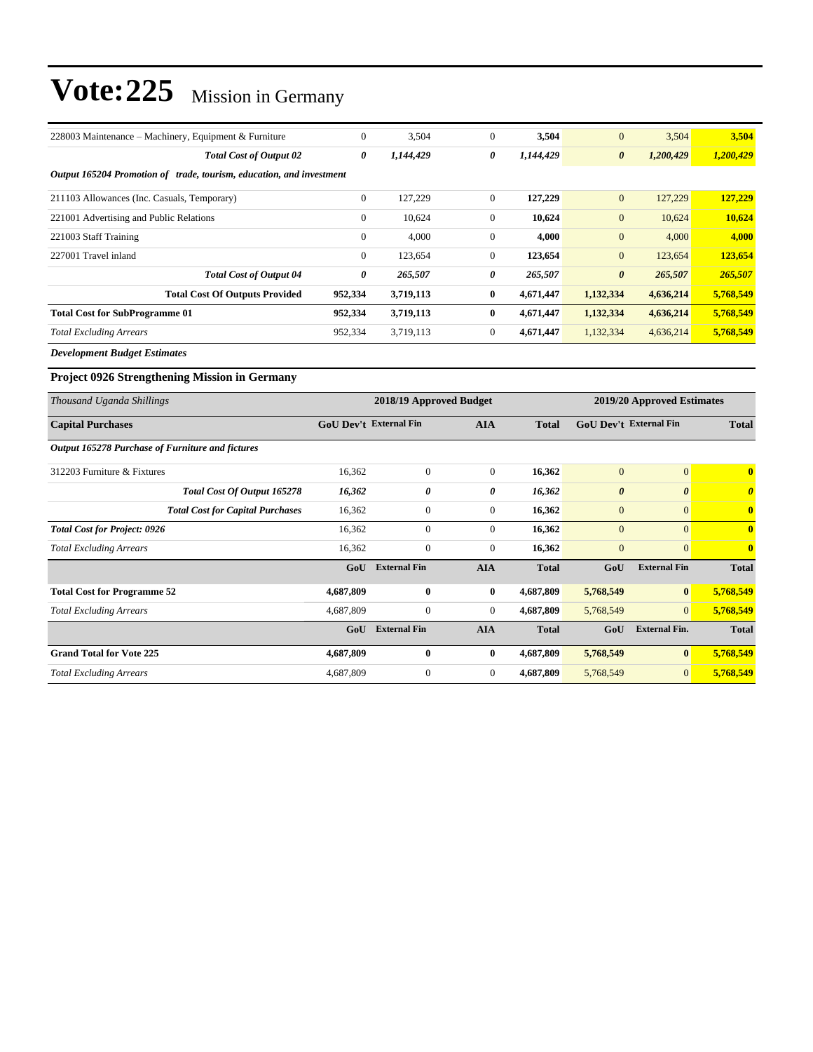# Vote:225 Mission in Germany

| | | | | | | | |
|---|---|---|---|---|---|---|---|
| 228003 Maintenance – Machinery, Equipment & Furniture | 0 | 3,504 | 0 | **3,504** | 0 | 3,504 | **3,504** |
| ***Total Cost of Output 02*** | ***0*** | ***1,144,429*** | ***0*** | ***1,144,429*** | ***0*** | ***1,200,429*** | ***1,200,429*** |
| ***Output 165204 Promotion of trade, tourism, education, and investment*** | | | | | | | |
| 211103 Allowances (Inc. Casuals, Temporary) | 0 | 127,229 | 0 | **127,229** | 0 | 127,229 | **127,229** |
| 221001 Advertising and Public Relations | 0 | 10,624 | 0 | **10,624** | 0 | 10,624 | **10,624** |
| 221003 Staff Training | 0 | 4,000 | 0 | **4,000** | 0 | 4,000 | **4,000** |
| 227001 Travel inland | 0 | 123,654 | 0 | **123,654** | 0 | 123,654 | **123,654** |
| ***Total Cost of Output 04*** | ***0*** | ***265,507*** | ***0*** | ***265,507*** | ***0*** | ***265,507*** | ***265,507*** |
| **Total Cost Of Outputs Provided** | **952,334** | **3,719,113** | **0** | **4,671,447** | **1,132,334** | **4,636,214** | **5,768,549** |
| **Total Cost for SubProgramme 01** | **952,334** | **3,719,113** | **0** | **4,671,447** | **1,132,334** | **4,636,214** | **5,768,549** |
| *Total Excluding Arrears* | 952,334 | 3,719,113 | 0 | **4,671,447** | 1,132,334 | 4,636,214 | **5,768,549** |

***Development Budget Estimates***

### Project 0926 Strengthening Mission in Germany

| *Thousand Uganda Shillings* | 2018/19 Approved Budget | | | | 2019/20 Approved Estimates | | |
|---|---|---|---|---|---|---|---|
| **Capital Purchases** | **GoU Dev't** | **External Fin** | **AIA** | **Total** | **GoU Dev't** | **External Fin** | **Total** |
| ***Output 165278 Purchase of Furniture and fictures*** | | | | | | | |
| 312203 Furniture & Fixtures | 16,362 | 0 | 0 | **16,362** | 0 | 0 | **0** |
| ***Total Cost Of Output 165278*** | ***16,362*** | ***0*** | ***0*** | ***16,362*** | ***0*** | ***0*** | ***0*** |
| ***Total Cost for Capital Purchases*** | 16,362 | 0 | 0 | **16,362** | 0 | 0 | **0** |
| ***Total Cost for Project: 0926*** | 16,362 | 0 | 0 | **16,362** | 0 | 0 | **0** |
| *Total Excluding Arrears* | 16,362 | 0 | 0 | **16,362** | 0 | 0 | **0** |
| | **GoU** | **External Fin** | **AIA** | **Total** | **GoU** | **External Fin** | **Total** |
| **Total Cost for Programme 52** | **4,687,809** | **0** | **0** | **4,687,809** | **5,768,549** | **0** | **5,768,549** |
| *Total Excluding Arrears* | 4,687,809 | 0 | 0 | **4,687,809** | 5,768,549 | 0 | **5,768,549** |
| | **GoU** | **External Fin** | **AIA** | **Total** | **GoU** | **External Fin.** | **Total** |
| **Grand Total for Vote 225** | **4,687,809** | **0** | **0** | **4,687,809** | **5,768,549** | **0** | **5,768,549** |
| *Total Excluding Arrears* | 4,687,809 | 0 | 0 | **4,687,809** | 5,768,549 | 0 | **5,768,549** |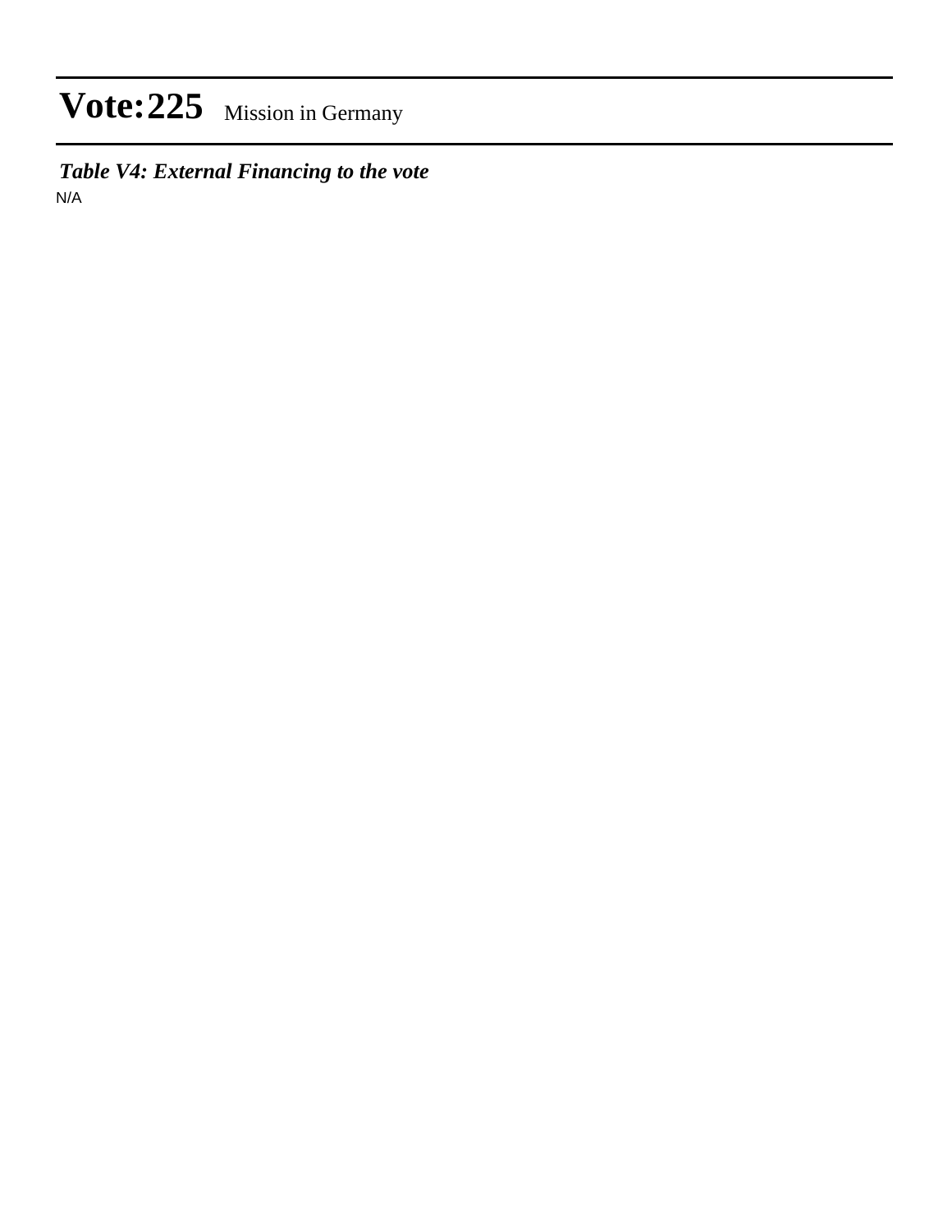***Table V4: External Financing to the vote***

N/A